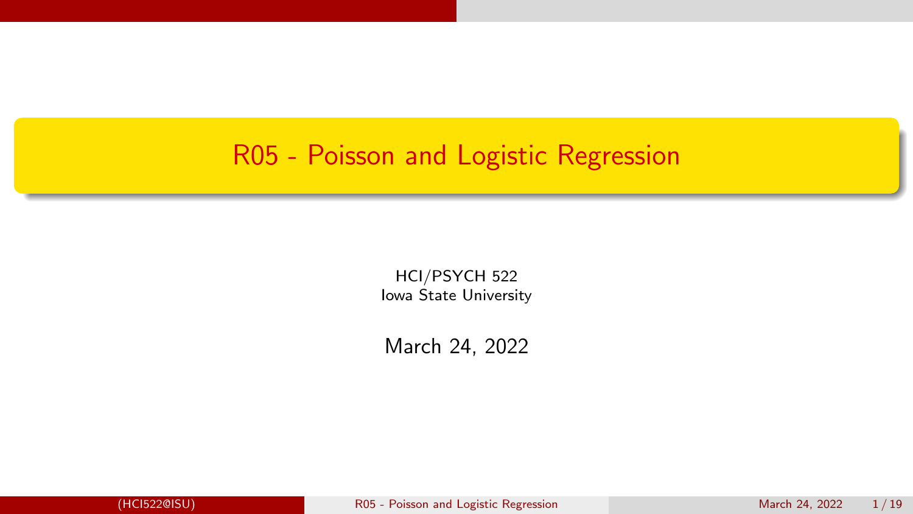# R05 - Poisson and Logistic Regression

HCI/PSYCH 522
Iowa State University

March 24, 2022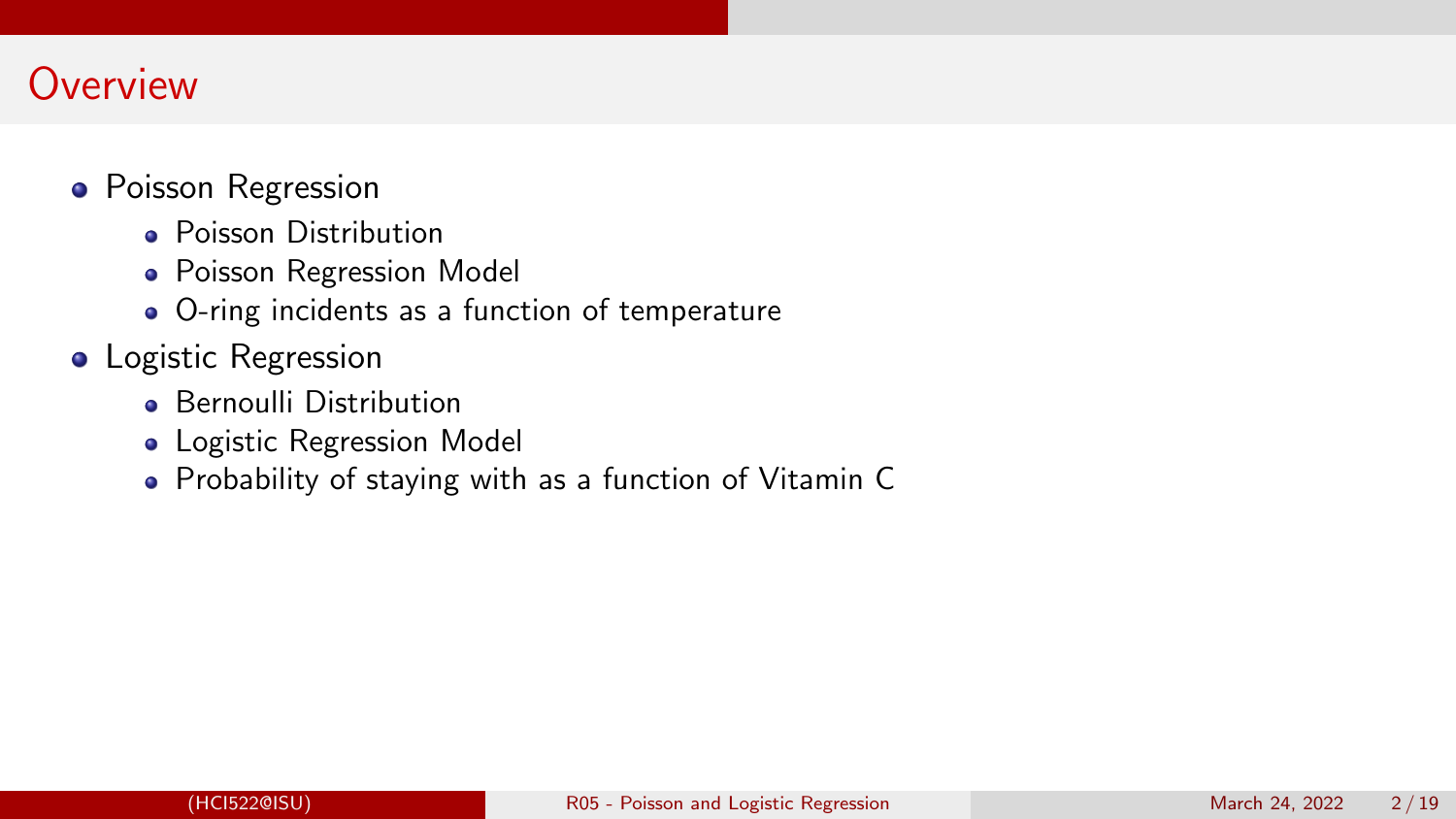# Overview

- Poisson Regression
  - Poisson Distribution
  - Poisson Regression Model
  - O-ring incidents as a function of temperature
- Logistic Regression
  - Bernoulli Distribution
  - Logistic Regression Model
  - Probability of staying with as a function of Vitamin C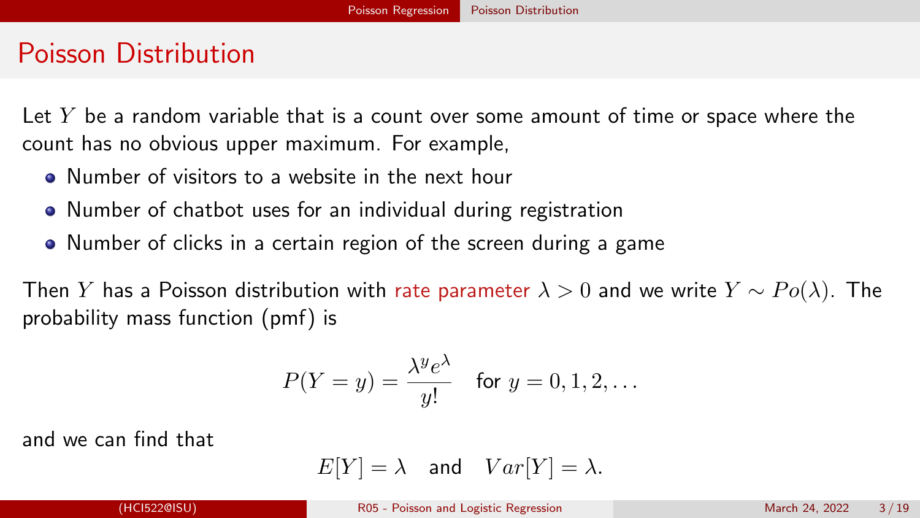# Poisson Distribution

Let $Y$ be a random variable that is a count over some amount of time or space where the count has no obvious upper maximum. For example,

- Number of visitors to a website in the next hour
- Number of chatbot uses for an individual during registration
- Number of clicks in a certain region of the screen during a game

Then $Y$ has a Poisson distribution with rate parameter $\lambda > 0$ and we write $Y \sim Po(\lambda)$. The probability mass function (pmf) is

$$P(Y = y) = \frac{\lambda^y e^{\lambda}}{y!} \quad \text{for } y = 0, 1, 2, \ldots$$

and we can find that

$$E[Y] = \lambda \quad \text{and} \quad Var[Y] = \lambda.$$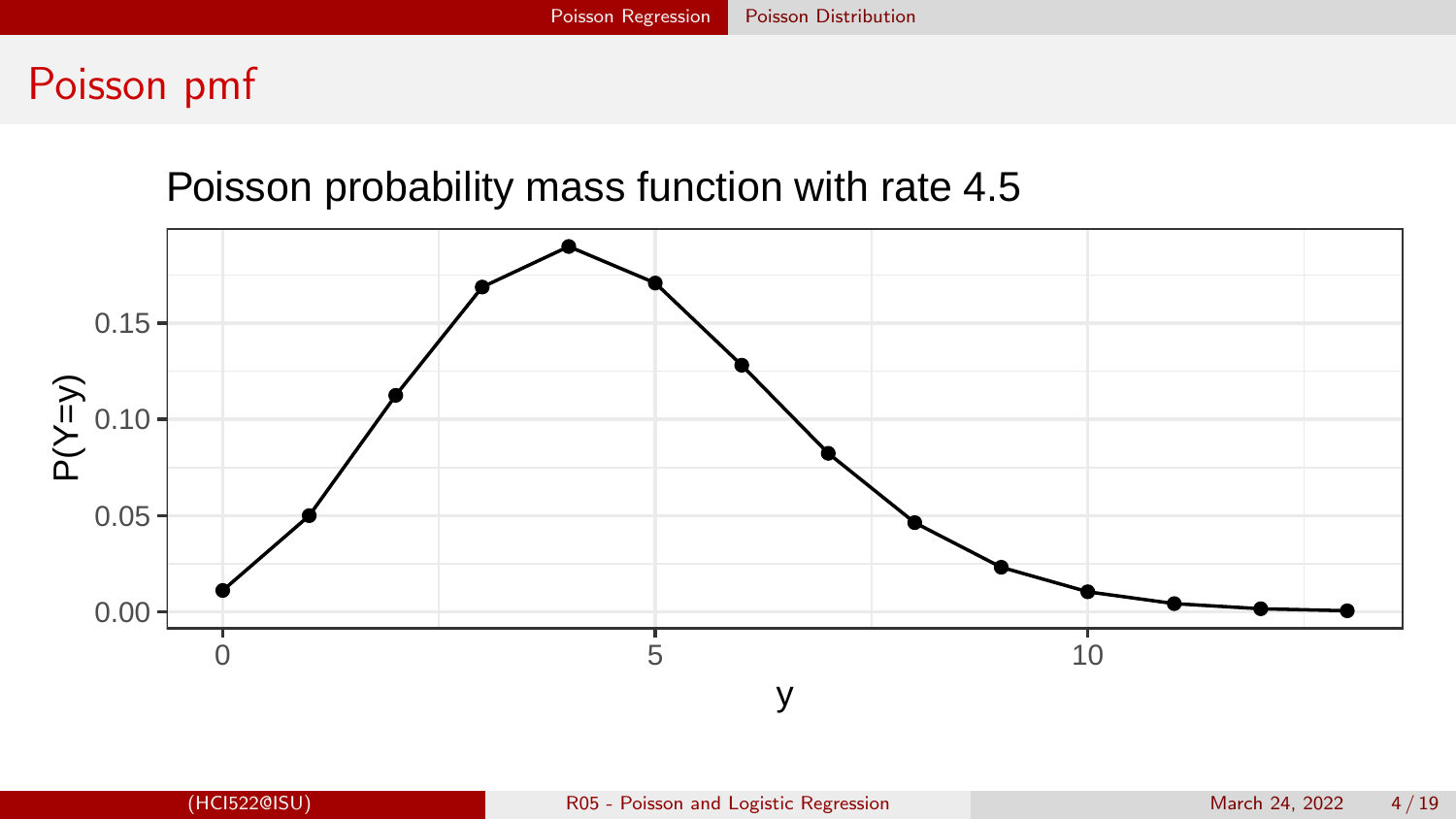# Poisson pmf

Poisson probability mass function with rate 4.5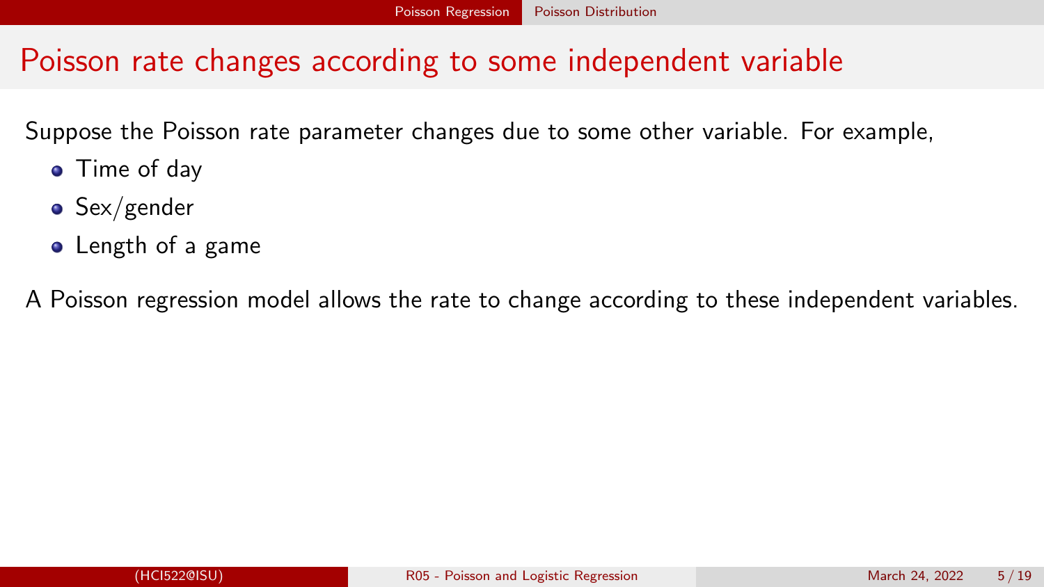# Poisson rate changes according to some independent variable

Suppose the Poisson rate parameter changes due to some other variable. For example,

- Time of day
- Sex/gender
- Length of a game

A Poisson regression model allows the rate to change according to these independent variables.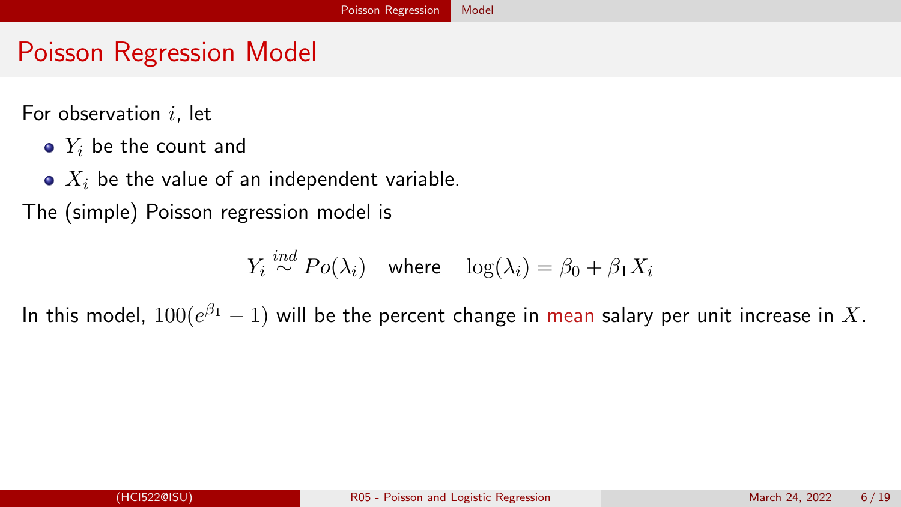# Poisson Regression Model

For observation $i$, let

- $Y_i$ be the count and
- $X_i$ be the value of an independent variable.

The (simple) Poisson regression model is

$$Y_i \stackrel{ind}{\sim} Po(\lambda_i) \quad \text{where} \quad \log(\lambda_i) = \beta_0 + \beta_1 X_i$$

In this model, $100(e^{\beta_1} - 1)$ will be the percent change in mean salary per unit increase in $X$.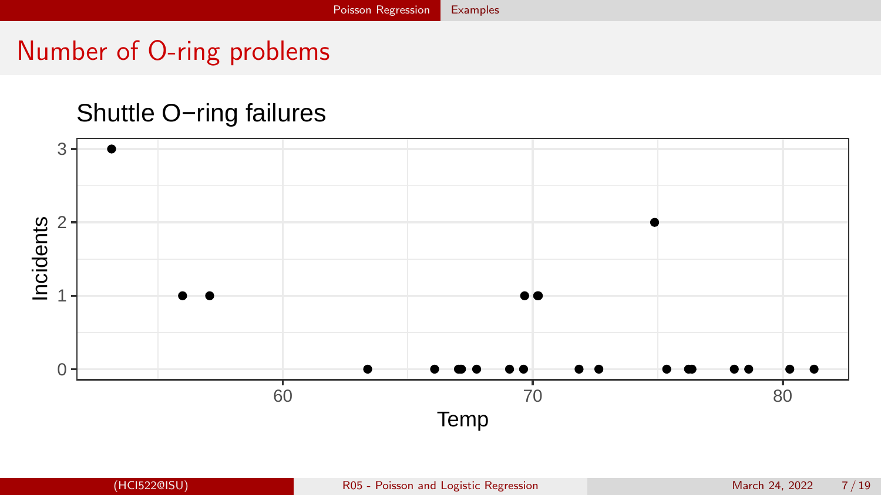# Number of O-ring problems

Shuttle O−ring failures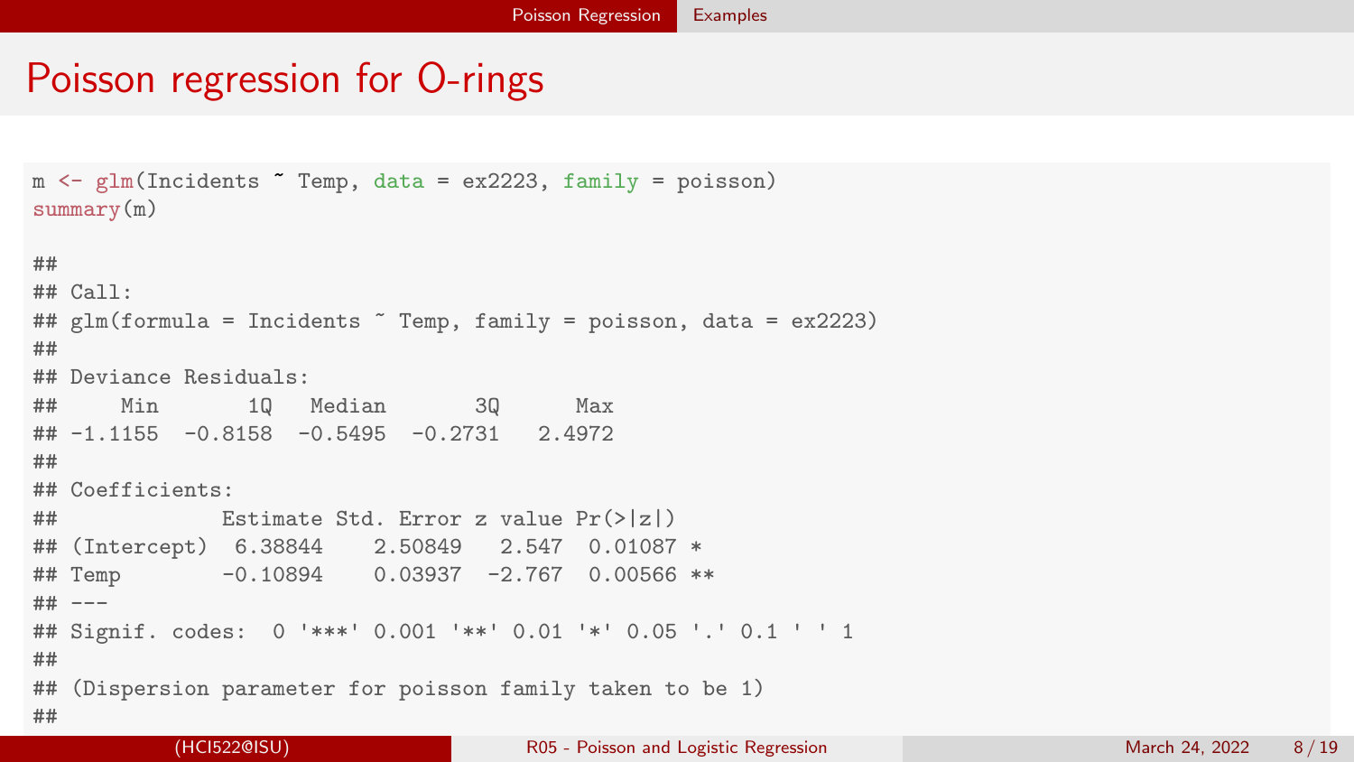# Poisson regression for O-rings

```
m <- glm(Incidents ~ Temp, data = ex2223, family = poisson)
summary(m)

##
## Call:
## glm(formula = Incidents ~ Temp, family = poisson, data = ex2223)
##
## Deviance Residuals:
##     Min       1Q   Median       3Q      Max
## -1.1155  -0.8158  -0.5495  -0.2731   2.4972
##
## Coefficients:
##             Estimate Std. Error z value Pr(>|z|)
## (Intercept)  6.38844    2.50849   2.547  0.01087 *
## Temp        -0.10894    0.03937  -2.767  0.00566 **
## ---
## Signif. codes:  0 '***' 0.001 '**' 0.01 '*' 0.05 '.' 0.1 ' ' 1
##
## (Dispersion parameter for poisson family taken to be 1)
##
```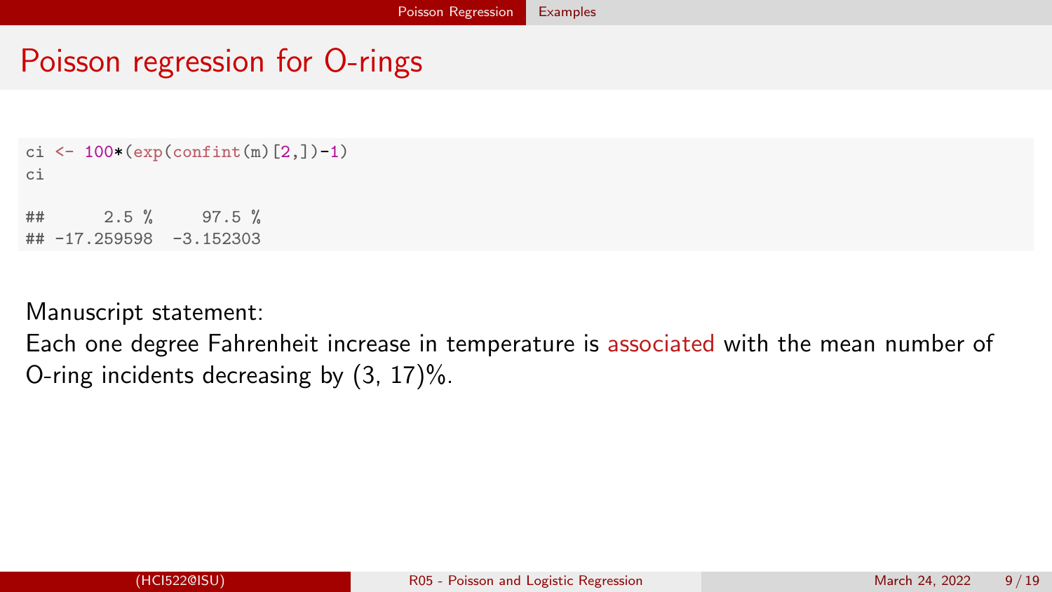# Poisson regression for O-rings

```
ci <- 100*(exp(confint(m)[2,])-1)
ci

##      2.5 %     97.5 %
## -17.259598  -3.152303
```

Manuscript statement:
Each one degree Fahrenheit increase in temperature is associated with the mean number of O-ring incidents decreasing by (3, 17)%.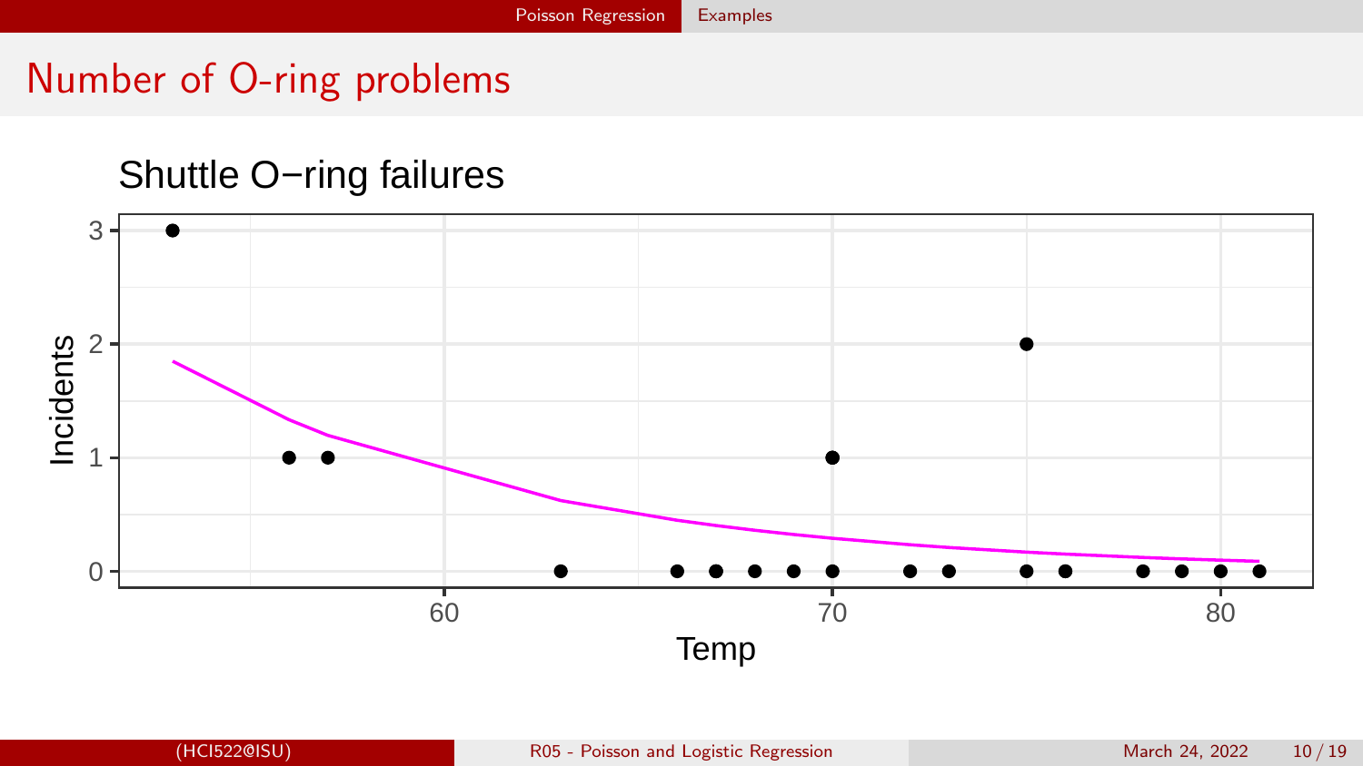# Number of O-ring problems

Shuttle O−ring failures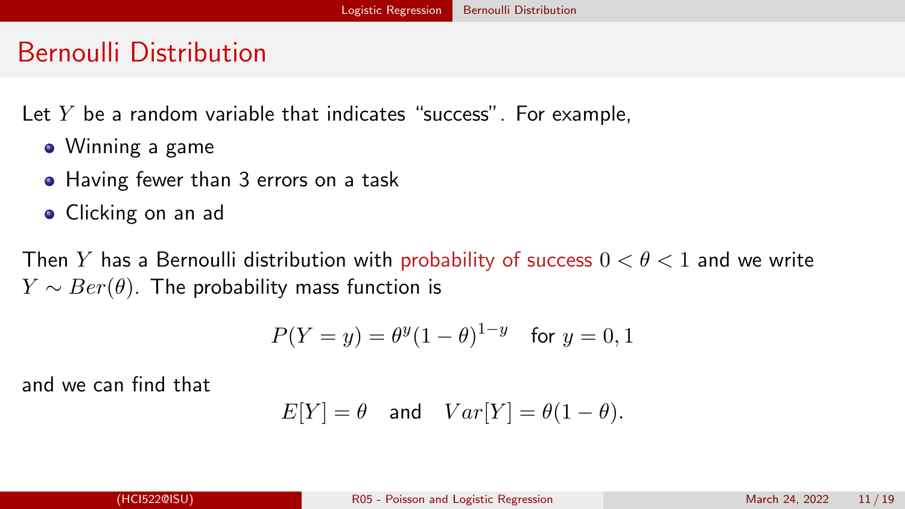# Bernoulli Distribution

Let $Y$ be a random variable that indicates "success". For example,

- Winning a game
- Having fewer than 3 errors on a task
- Clicking on an ad

Then $Y$ has a Bernoulli distribution with probability of success $0 < \theta < 1$ and we write $Y \sim Ber(\theta)$. The probability mass function is

$$P(Y = y) = \theta^y (1 - \theta)^{1-y} \quad \text{for } y = 0, 1$$

and we can find that

$$E[Y] = \theta \quad \text{and} \quad Var[Y] = \theta(1 - \theta).$$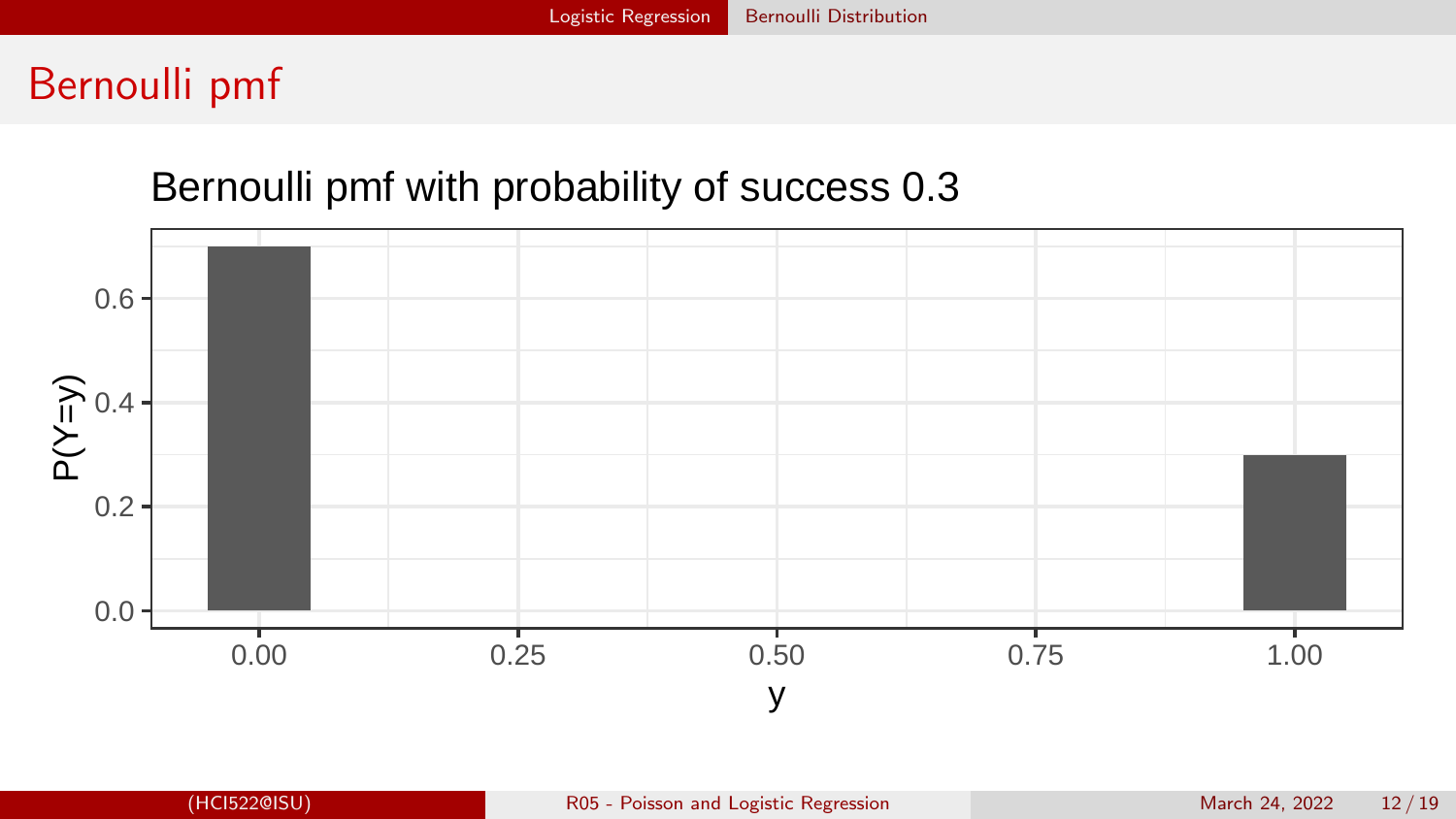# Bernoulli pmf

Bernoulli pmf with probability of success 0.3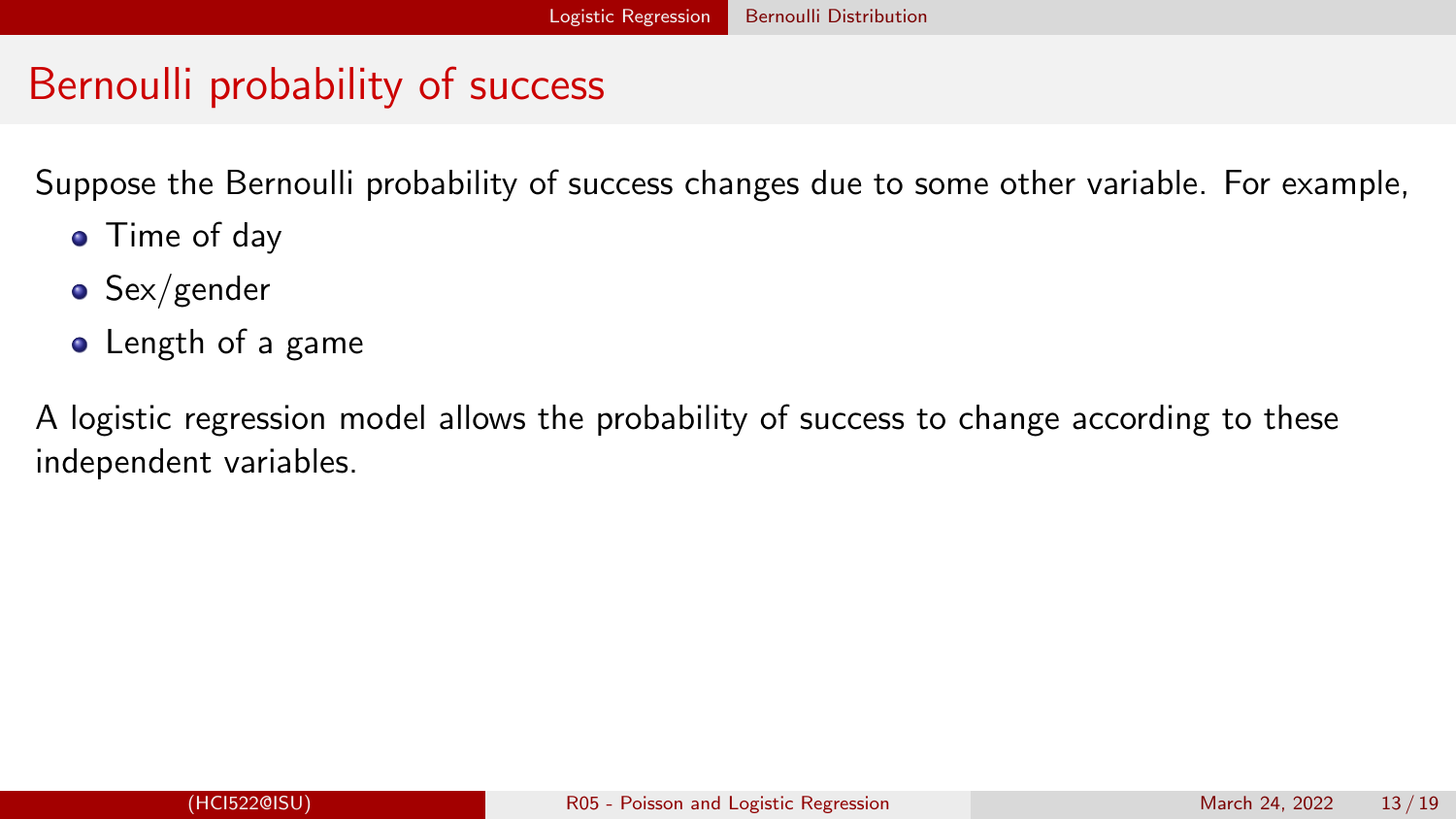# Bernoulli probability of success

Suppose the Bernoulli probability of success changes due to some other variable. For example,

- Time of day
- Sex/gender
- Length of a game

A logistic regression model allows the probability of success to change according to these independent variables.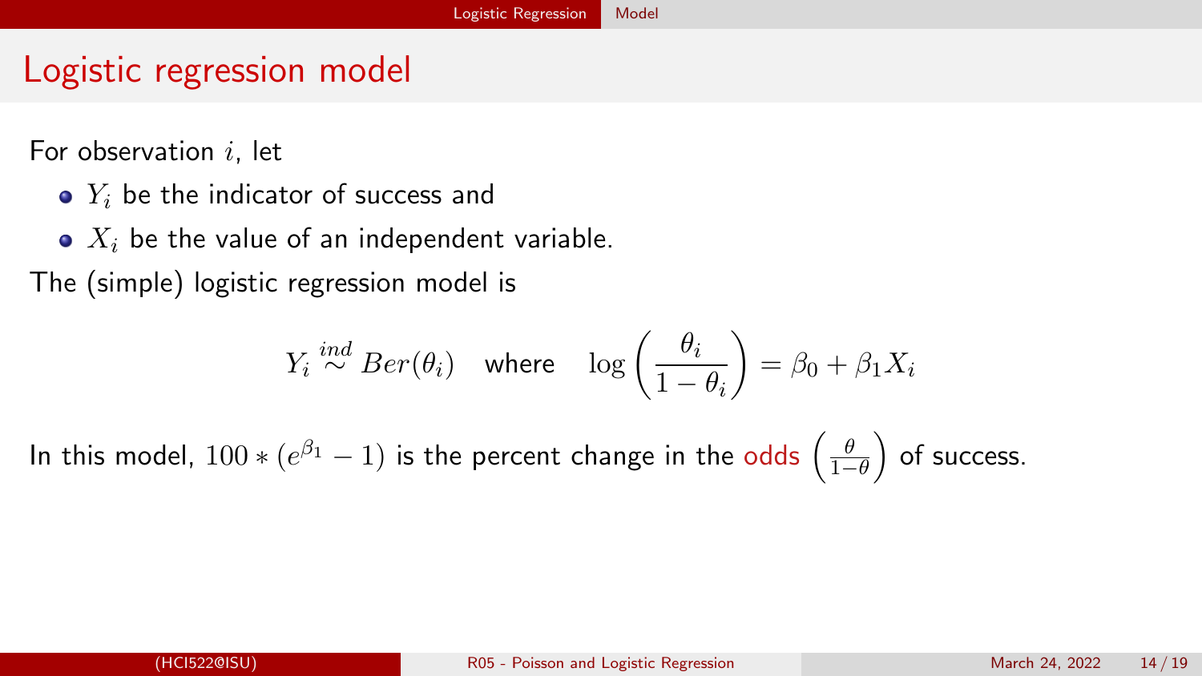# Logistic regression model

For observation $i$, let

- $Y_i$ be the indicator of success and
- $X_i$ be the value of an independent variable.

The (simple) logistic regression model is

$$Y_i \stackrel{ind}{\sim} Ber(\theta_i) \quad \text{where} \quad \log\left(\frac{\theta_i}{1-\theta_i}\right) = \beta_0 + \beta_1 X_i$$

In this model, $100 * (e^{\beta_1} - 1)$ is the percent change in the odds $\left(\frac{\theta}{1-\theta}\right)$ of success.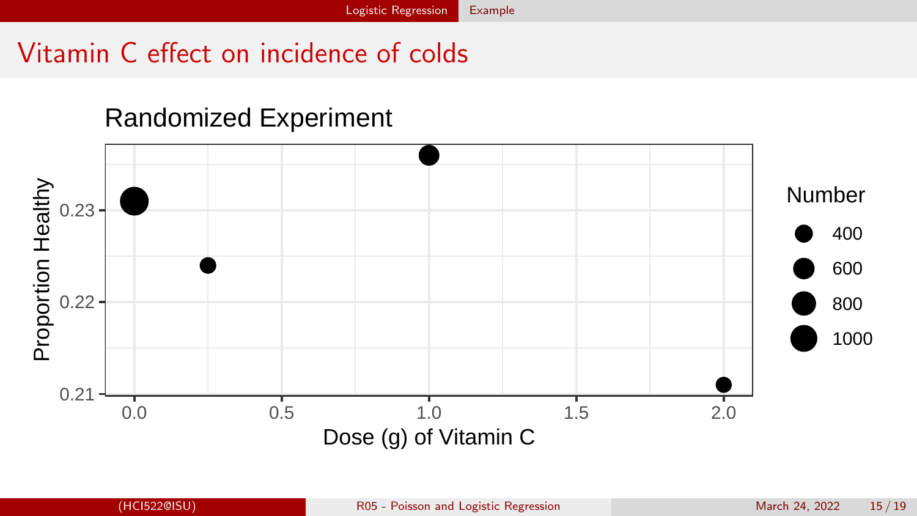# Vitamin C effect on incidence of colds

Randomized Experiment

Proportion Healthy

0.23

0.22

0.21

0.0 0.5 1.0 1.5 2.0

Dose (g) of Vitamin C

Number

400

600

800

1000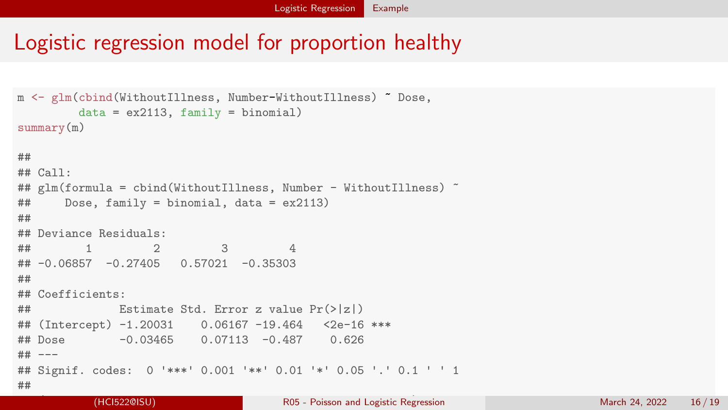# Logistic regression model for proportion healthy

```
m <- glm(cbind(WithoutIllness, Number-WithoutIllness) ~ Dose,
         data = ex2113, family = binomial)
summary(m)

##
## Call:
## glm(formula = cbind(WithoutIllness, Number - WithoutIllness) ~
##     Dose, family = binomial, data = ex2113)
##
## Deviance Residuals:
##        1         2         3         4
## -0.06857  -0.27405   0.57021  -0.35303
##
## Coefficients:
##             Estimate Std. Error z value Pr(>|z|)
## (Intercept) -1.20031    0.06167 -19.464   <2e-16 ***
## Dose        -0.03465    0.07113  -0.487    0.626
## ---
## Signif. codes:  0 '***' 0.001 '**' 0.01 '*' 0.05 '.' 0.1 ' ' 1
##
```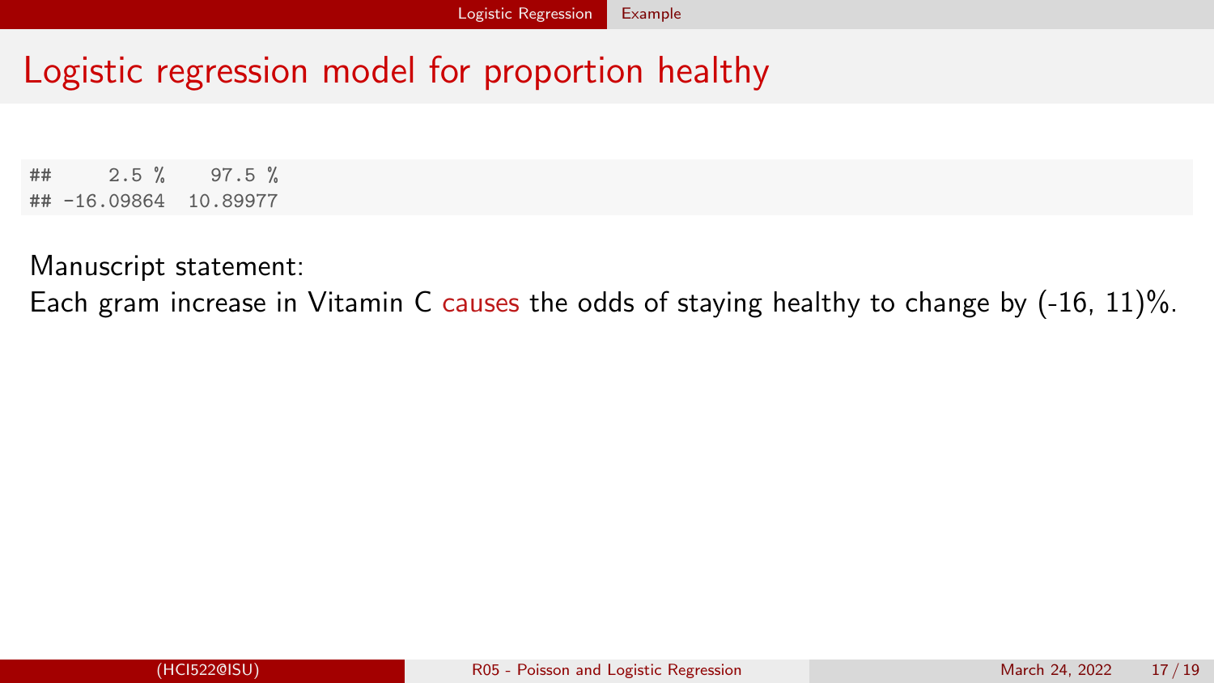# Logistic regression model for proportion healthy

```
##     2.5 %    97.5 %
## -16.09864  10.89977
```

Manuscript statement:
Each gram increase in Vitamin C causes the odds of staying healthy to change by (-16, 11)%.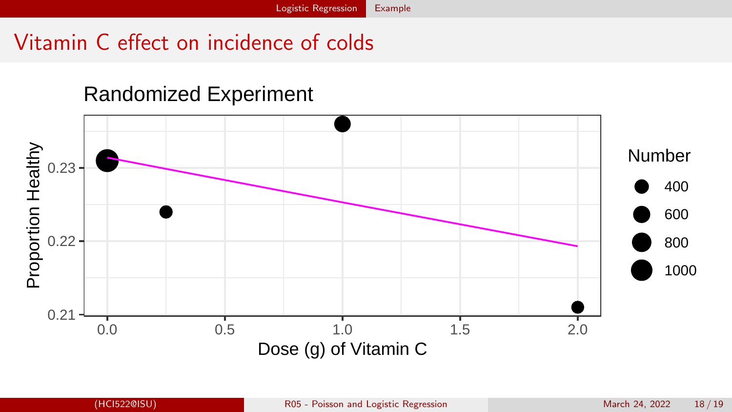# Vitamin C effect on incidence of colds

Randomized Experiment

Proportion Healthy

Dose (g) of Vitamin C

Number: 400, 600, 800, 1000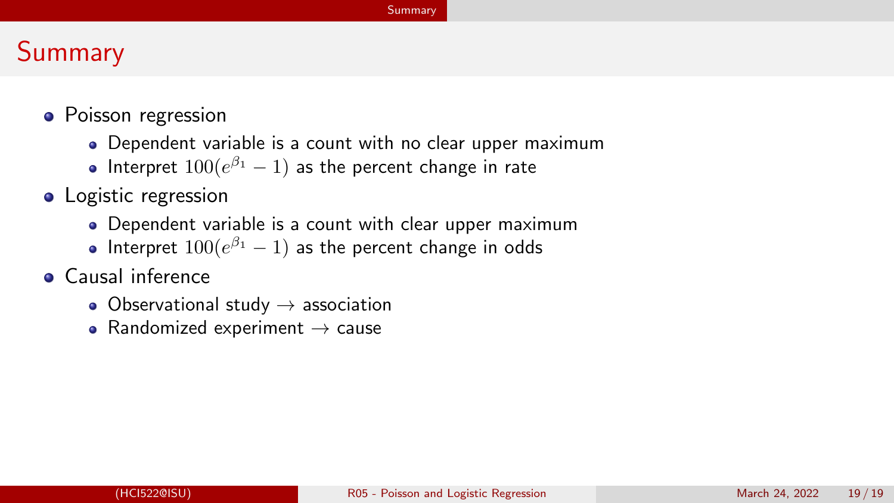# Summary

- Poisson regression
  - Dependent variable is a count with no clear upper maximum
  - Interpret $100(e^{\beta_1} - 1)$ as the percent change in rate
- Logistic regression
  - Dependent variable is a count with clear upper maximum
  - Interpret $100(e^{\beta_1} - 1)$ as the percent change in odds
- Causal inference
  - Observational study $\rightarrow$ association
  - Randomized experiment $\rightarrow$ cause